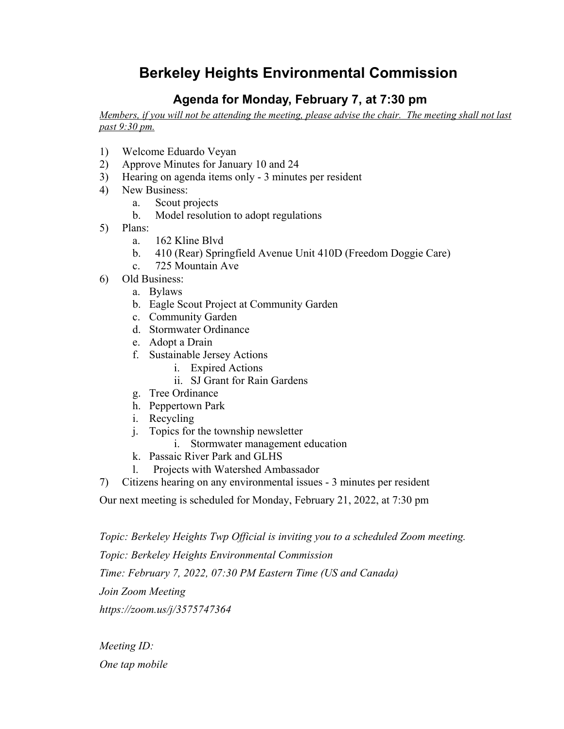# Berkeley Heights Environmental Commission

## Agenda for Monday, February 7, at 7:30 pm

*Members, if you will not be attending the meeting, please advise the chair. The meeting shall not last past 9:30 pm.*

1) Welcome Eduardo Veyan
2) Approve Minutes for January 10 and 24
3) Hearing on agenda items only - 3 minutes per resident
4) New Business:
   a. Scout projects
   b. Model resolution to adopt regulations
5) Plans:
   a. 162 Kline Blvd
   b. 410 (Rear) Springfield Avenue Unit 410D (Freedom Doggie Care)
   c. 725 Mountain Ave
6) Old Business:
   a. Bylaws
   b. Eagle Scout Project at Community Garden
   c. Community Garden
   d. Stormwater Ordinance
   e. Adopt a Drain
   f. Sustainable Jersey Actions
      i. Expired Actions
      ii. SJ Grant for Rain Gardens
   g. Tree Ordinance
   h. Peppertown Park
   i. Recycling
   j. Topics for the township newsletter
      i. Stormwater management education
   k. Passaic River Park and GLHS
   l. Projects with Watershed Ambassador
7) Citizens hearing on any environmental issues - 3 minutes per resident

Our next meeting is scheduled for Monday, February 21, 2022, at 7:30 pm

*Topic: Berkeley Heights Twp Official is inviting you to a scheduled Zoom meeting.*

*Topic: Berkeley Heights Environmental Commission*

*Time: February 7, 2022, 07:30 PM Eastern Time (US and Canada)*

*Join Zoom Meeting*

*https://zoom.us/j/3575747364*

*Meeting ID:*

*One tap mobile*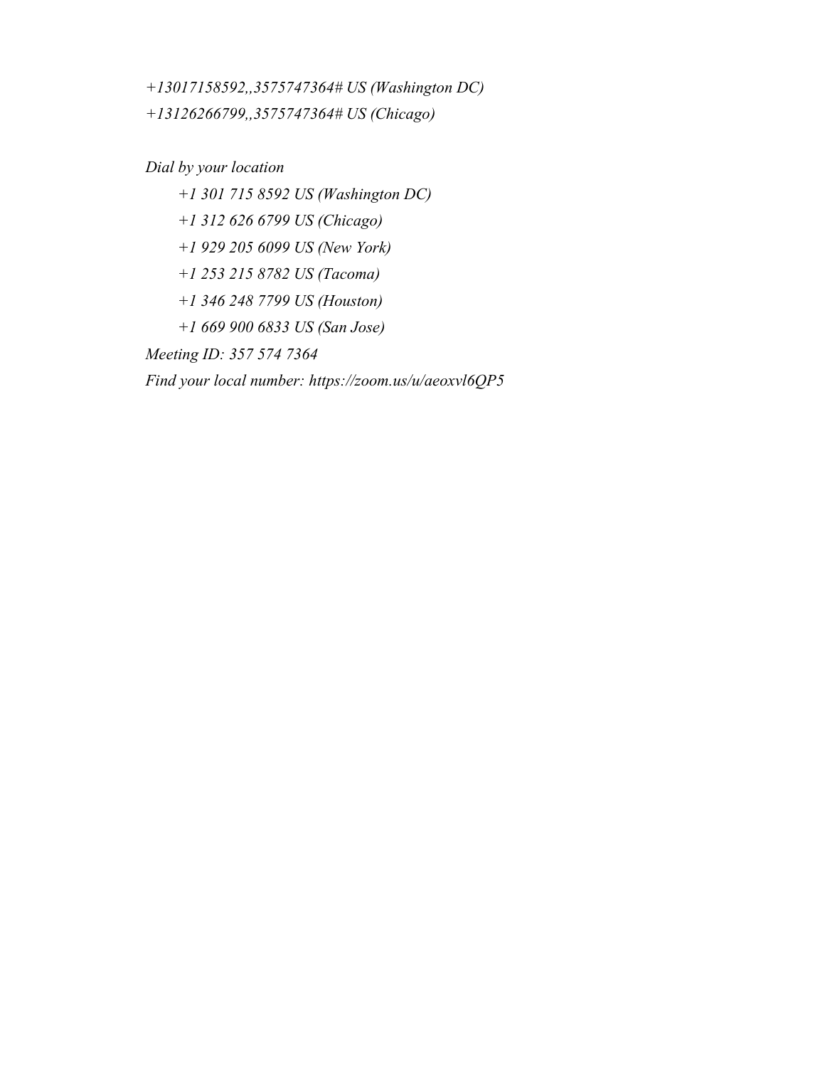*+13017158592,,3575747364# US (Washington DC)*
*+13126266799,,3575747364# US (Chicago)*

*Dial by your location*

*+1 301 715 8592 US (Washington DC)*
*+1 312 626 6799 US (Chicago)*
*+1 929 205 6099 US (New York)*
*+1 253 215 8782 US (Tacoma)*
*+1 346 248 7799 US (Houston)*
*+1 669 900 6833 US (San Jose)*

*Meeting ID: 357 574 7364*
*Find your local number: https://zoom.us/u/aeoxvl6QP5*